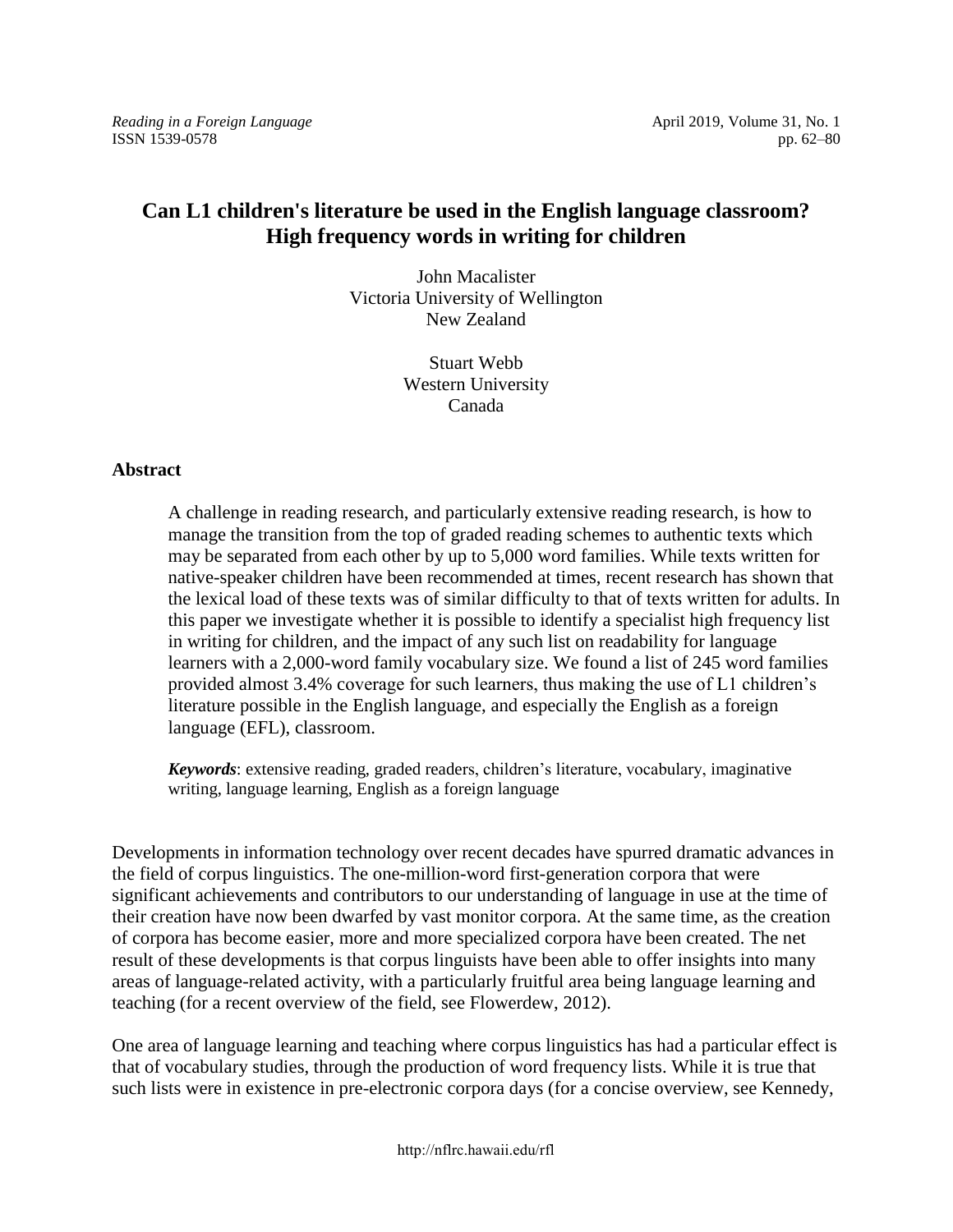# Can L1 children's literature be used in the English language classroom? High frequency words in writing for children

John Macalister
Victoria University of Wellington
New Zealand

Stuart Webb
Western University
Canada

## Abstract

A challenge in reading research, and particularly extensive reading research, is how to manage the transition from the top of graded reading schemes to authentic texts which may be separated from each other by up to 5,000 word families. While texts written for native-speaker children have been recommended at times, recent research has shown that the lexical load of these texts was of similar difficulty to that of texts written for adults. In this paper we investigate whether it is possible to identify a specialist high frequency list in writing for children, and the impact of any such list on readability for language learners with a 2,000-word family vocabulary size. We found a list of 245 word families provided almost 3.4% coverage for such learners, thus making the use of L1 children's literature possible in the English language, and especially the English as a foreign language (EFL), classroom.

***Keywords***: extensive reading, graded readers, children's literature, vocabulary, imaginative writing, language learning, English as a foreign language

Developments in information technology over recent decades have spurred dramatic advances in the field of corpus linguistics. The one-million-word first-generation corpora that were significant achievements and contributors to our understanding of language in use at the time of their creation have now been dwarfed by vast monitor corpora. At the same time, as the creation of corpora has become easier, more and more specialized corpora have been created. The net result of these developments is that corpus linguists have been able to offer insights into many areas of language-related activity, with a particularly fruitful area being language learning and teaching (for a recent overview of the field, see Flowerdew, 2012).

One area of language learning and teaching where corpus linguistics has had a particular effect is that of vocabulary studies, through the production of word frequency lists. While it is true that such lists were in existence in pre-electronic corpora days (for a concise overview, see Kennedy,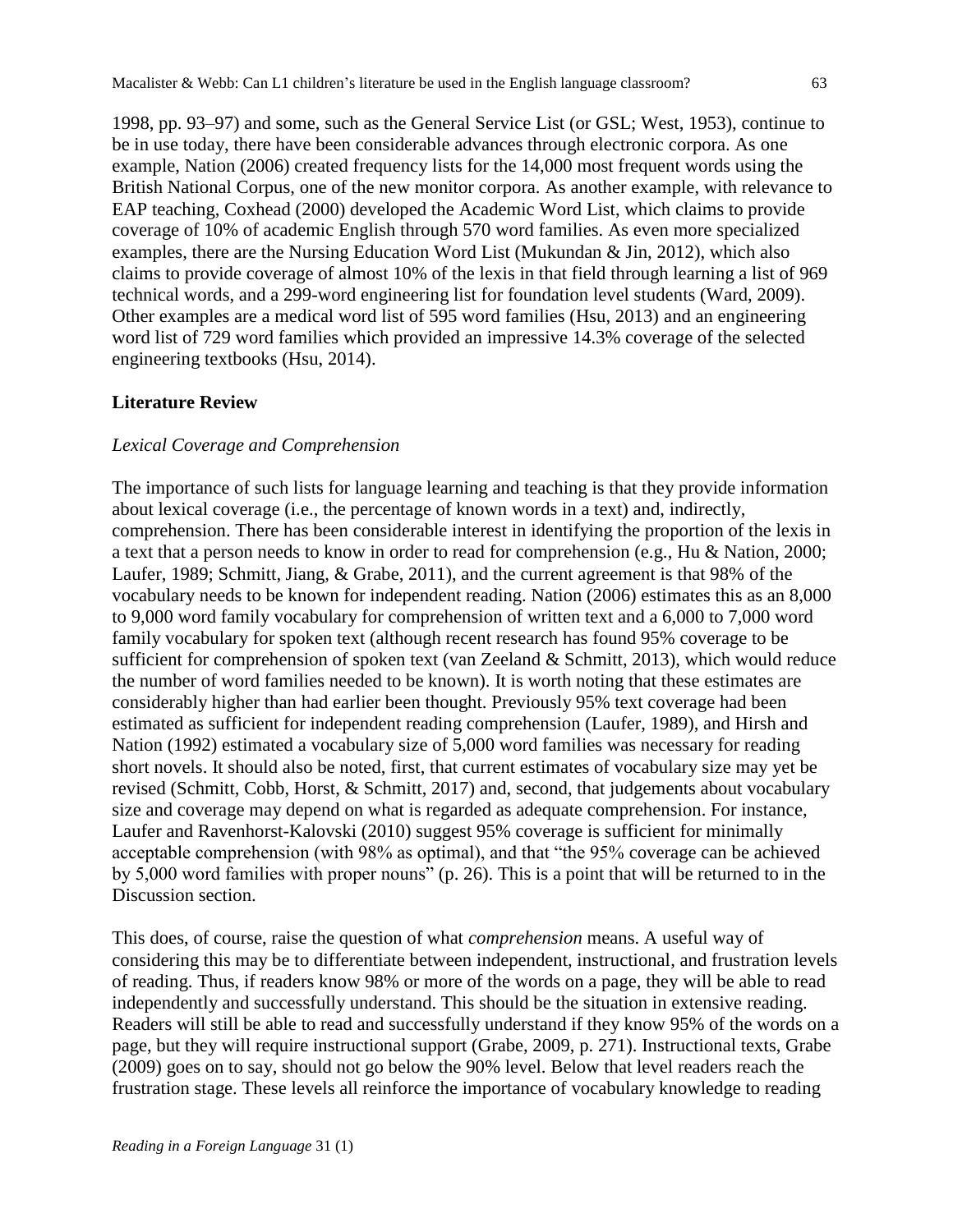1998, pp. 93–97) and some, such as the General Service List (or GSL; West, 1953), continue to be in use today, there have been considerable advances through electronic corpora. As one example, Nation (2006) created frequency lists for the 14,000 most frequent words using the British National Corpus, one of the new monitor corpora. As another example, with relevance to EAP teaching, Coxhead (2000) developed the Academic Word List, which claims to provide coverage of 10% of academic English through 570 word families. As even more specialized examples, there are the Nursing Education Word List (Mukundan & Jin, 2012), which also claims to provide coverage of almost 10% of the lexis in that field through learning a list of 969 technical words, and a 299-word engineering list for foundation level students (Ward, 2009). Other examples are a medical word list of 595 word families (Hsu, 2013) and an engineering word list of 729 word families which provided an impressive 14.3% coverage of the selected engineering textbooks (Hsu, 2014).

## Literature Review

### *Lexical Coverage and Comprehension*

The importance of such lists for language learning and teaching is that they provide information about lexical coverage (i.e., the percentage of known words in a text) and, indirectly, comprehension. There has been considerable interest in identifying the proportion of the lexis in a text that a person needs to know in order to read for comprehension (e.g., Hu & Nation, 2000; Laufer, 1989; Schmitt, Jiang, & Grabe, 2011), and the current agreement is that 98% of the vocabulary needs to be known for independent reading. Nation (2006) estimates this as an 8,000 to 9,000 word family vocabulary for comprehension of written text and a 6,000 to 7,000 word family vocabulary for spoken text (although recent research has found 95% coverage to be sufficient for comprehension of spoken text (van Zeeland & Schmitt, 2013), which would reduce the number of word families needed to be known). It is worth noting that these estimates are considerably higher than had earlier been thought. Previously 95% text coverage had been estimated as sufficient for independent reading comprehension (Laufer, 1989), and Hirsh and Nation (1992) estimated a vocabulary size of 5,000 word families was necessary for reading short novels. It should also be noted, first, that current estimates of vocabulary size may yet be revised (Schmitt, Cobb, Horst, & Schmitt, 2017) and, second, that judgements about vocabulary size and coverage may depend on what is regarded as adequate comprehension. For instance, Laufer and Ravenhorst-Kalovski (2010) suggest 95% coverage is sufficient for minimally acceptable comprehension (with 98% as optimal), and that "the 95% coverage can be achieved by 5,000 word families with proper nouns" (p. 26). This is a point that will be returned to in the Discussion section.

This does, of course, raise the question of what *comprehension* means. A useful way of considering this may be to differentiate between independent, instructional, and frustration levels of reading. Thus, if readers know 98% or more of the words on a page, they will be able to read independently and successfully understand. This should be the situation in extensive reading. Readers will still be able to read and successfully understand if they know 95% of the words on a page, but they will require instructional support (Grabe, 2009, p. 271). Instructional texts, Grabe (2009) goes on to say, should not go below the 90% level. Below that level readers reach the frustration stage. These levels all reinforce the importance of vocabulary knowledge to reading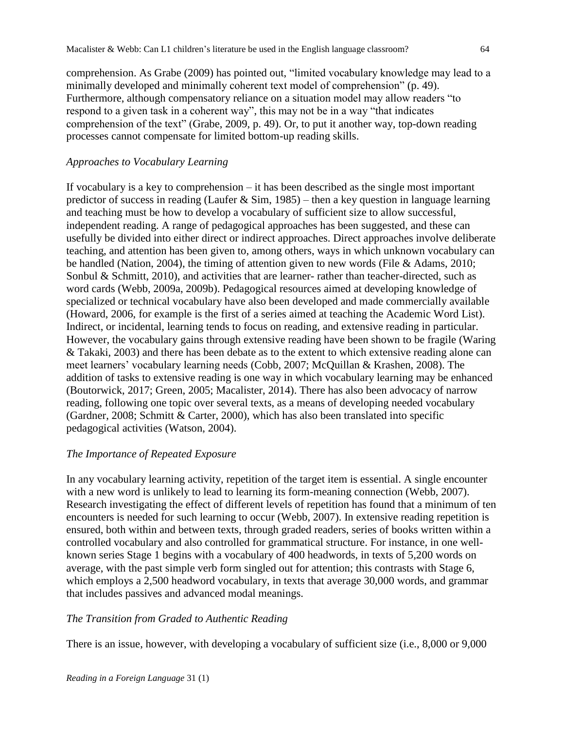comprehension. As Grabe (2009) has pointed out, "limited vocabulary knowledge may lead to a minimally developed and minimally coherent text model of comprehension" (p. 49). Furthermore, although compensatory reliance on a situation model may allow readers "to respond to a given task in a coherent way", this may not be in a way "that indicates comprehension of the text" (Grabe, 2009, p. 49). Or, to put it another way, top-down reading processes cannot compensate for limited bottom-up reading skills.

### *Approaches to Vocabulary Learning*

If vocabulary is a key to comprehension – it has been described as the single most important predictor of success in reading (Laufer & Sim, 1985) – then a key question in language learning and teaching must be how to develop a vocabulary of sufficient size to allow successful, independent reading. A range of pedagogical approaches has been suggested, and these can usefully be divided into either direct or indirect approaches. Direct approaches involve deliberate teaching, and attention has been given to, among others, ways in which unknown vocabulary can be handled (Nation, 2004), the timing of attention given to new words (File & Adams, 2010; Sonbul & Schmitt, 2010), and activities that are learner- rather than teacher-directed, such as word cards (Webb, 2009a, 2009b). Pedagogical resources aimed at developing knowledge of specialized or technical vocabulary have also been developed and made commercially available (Howard, 2006, for example is the first of a series aimed at teaching the Academic Word List). Indirect, or incidental, learning tends to focus on reading, and extensive reading in particular. However, the vocabulary gains through extensive reading have been shown to be fragile (Waring & Takaki, 2003) and there has been debate as to the extent to which extensive reading alone can meet learners' vocabulary learning needs (Cobb, 2007; McQuillan & Krashen, 2008). The addition of tasks to extensive reading is one way in which vocabulary learning may be enhanced (Boutorwick, 2017; Green, 2005; Macalister, 2014). There has also been advocacy of narrow reading, following one topic over several texts, as a means of developing needed vocabulary (Gardner, 2008; Schmitt & Carter, 2000), which has also been translated into specific pedagogical activities (Watson, 2004).

### *The Importance of Repeated Exposure*

In any vocabulary learning activity, repetition of the target item is essential. A single encounter with a new word is unlikely to lead to learning its form-meaning connection (Webb, 2007). Research investigating the effect of different levels of repetition has found that a minimum of ten encounters is needed for such learning to occur (Webb, 2007). In extensive reading repetition is ensured, both within and between texts, through graded readers, series of books written within a controlled vocabulary and also controlled for grammatical structure. For instance, in one well-known series Stage 1 begins with a vocabulary of 400 headwords, in texts of 5,200 words on average, with the past simple verb form singled out for attention; this contrasts with Stage 6, which employs a 2,500 headword vocabulary, in texts that average 30,000 words, and grammar that includes passives and advanced modal meanings.

### *The Transition from Graded to Authentic Reading*

There is an issue, however, with developing a vocabulary of sufficient size (i.e., 8,000 or 9,000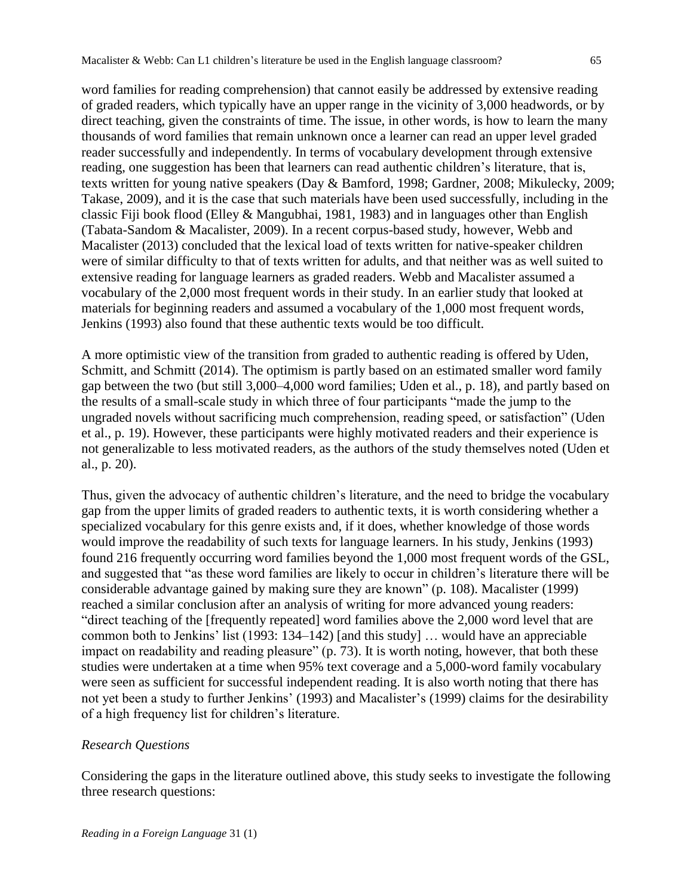word families for reading comprehension) that cannot easily be addressed by extensive reading of graded readers, which typically have an upper range in the vicinity of 3,000 headwords, or by direct teaching, given the constraints of time. The issue, in other words, is how to learn the many thousands of word families that remain unknown once a learner can read an upper level graded reader successfully and independently. In terms of vocabulary development through extensive reading, one suggestion has been that learners can read authentic children's literature, that is, texts written for young native speakers (Day & Bamford, 1998; Gardner, 2008; Mikulecky, 2009; Takase, 2009), and it is the case that such materials have been used successfully, including in the classic Fiji book flood (Elley & Mangubhai, 1981, 1983) and in languages other than English (Tabata-Sandom & Macalister, 2009). In a recent corpus-based study, however, Webb and Macalister (2013) concluded that the lexical load of texts written for native-speaker children were of similar difficulty to that of texts written for adults, and that neither was as well suited to extensive reading for language learners as graded readers. Webb and Macalister assumed a vocabulary of the 2,000 most frequent words in their study. In an earlier study that looked at materials for beginning readers and assumed a vocabulary of the 1,000 most frequent words, Jenkins (1993) also found that these authentic texts would be too difficult.

A more optimistic view of the transition from graded to authentic reading is offered by Uden, Schmitt, and Schmitt (2014). The optimism is partly based on an estimated smaller word family gap between the two (but still 3,000–4,000 word families; Uden et al., p. 18), and partly based on the results of a small-scale study in which three of four participants "made the jump to the ungraded novels without sacrificing much comprehension, reading speed, or satisfaction" (Uden et al., p. 19). However, these participants were highly motivated readers and their experience is not generalizable to less motivated readers, as the authors of the study themselves noted (Uden et al., p. 20).

Thus, given the advocacy of authentic children's literature, and the need to bridge the vocabulary gap from the upper limits of graded readers to authentic texts, it is worth considering whether a specialized vocabulary for this genre exists and, if it does, whether knowledge of those words would improve the readability of such texts for language learners. In his study, Jenkins (1993) found 216 frequently occurring word families beyond the 1,000 most frequent words of the GSL, and suggested that "as these word families are likely to occur in children's literature there will be considerable advantage gained by making sure they are known" (p. 108). Macalister (1999) reached a similar conclusion after an analysis of writing for more advanced young readers: "direct teaching of the [frequently repeated] word families above the 2,000 word level that are common both to Jenkins' list (1993: 134–142) [and this study] … would have an appreciable impact on readability and reading pleasure" (p. 73). It is worth noting, however, that both these studies were undertaken at a time when 95% text coverage and a 5,000-word family vocabulary were seen as sufficient for successful independent reading. It is also worth noting that there has not yet been a study to further Jenkins' (1993) and Macalister's (1999) claims for the desirability of a high frequency list for children's literature.

### *Research Questions*

Considering the gaps in the literature outlined above, this study seeks to investigate the following three research questions: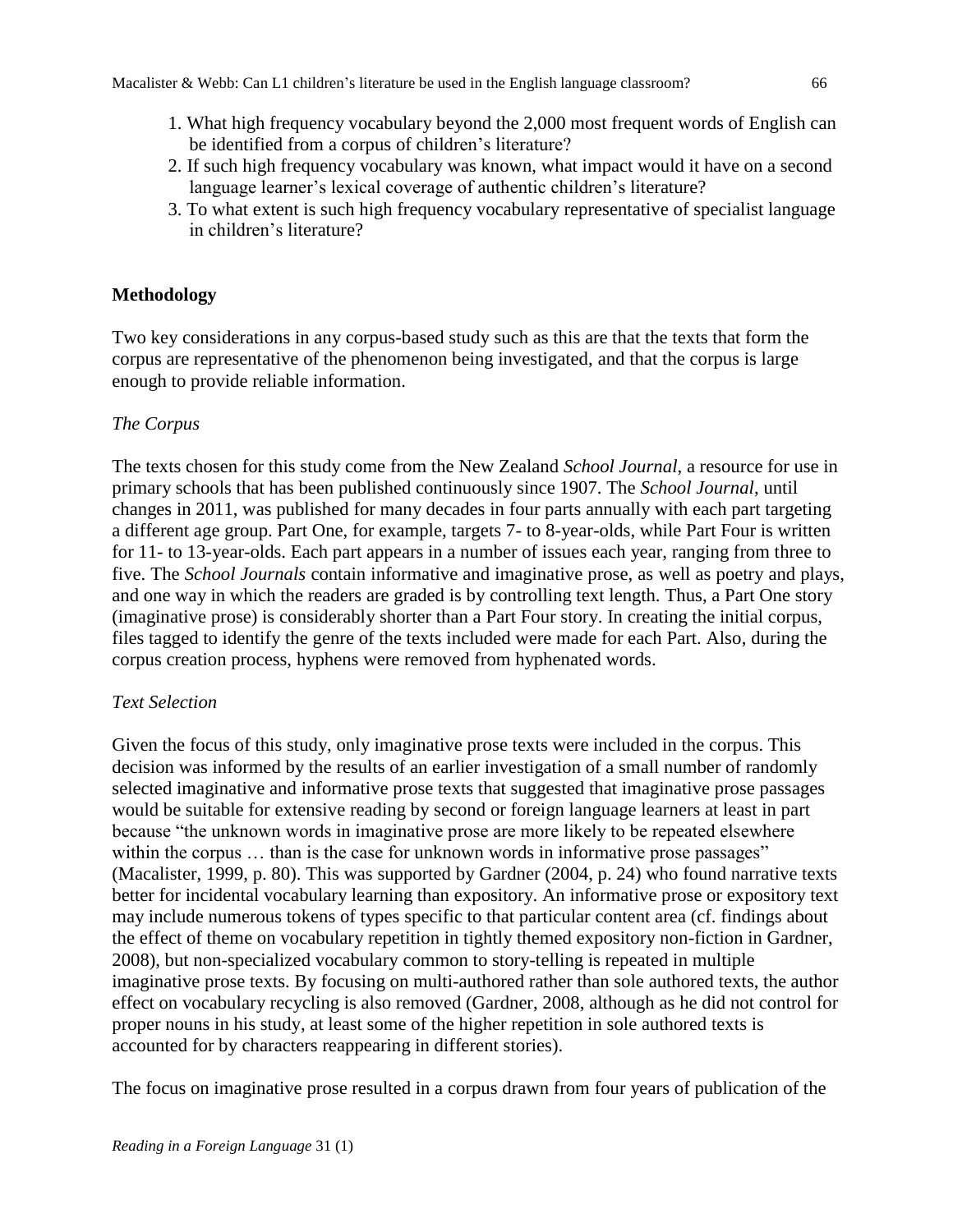1. What high frequency vocabulary beyond the 2,000 most frequent words of English can be identified from a corpus of children's literature?
2. If such high frequency vocabulary was known, what impact would it have on a second language learner's lexical coverage of authentic children's literature?
3. To what extent is such high frequency vocabulary representative of specialist language in children's literature?

## Methodology

Two key considerations in any corpus-based study such as this are that the texts that form the corpus are representative of the phenomenon being investigated, and that the corpus is large enough to provide reliable information.

### *The Corpus*

The texts chosen for this study come from the New Zealand *School Journal*, a resource for use in primary schools that has been published continuously since 1907. The *School Journal*, until changes in 2011, was published for many decades in four parts annually with each part targeting a different age group. Part One, for example, targets 7- to 8-year-olds, while Part Four is written for 11- to 13-year-olds. Each part appears in a number of issues each year, ranging from three to five. The *School Journals* contain informative and imaginative prose, as well as poetry and plays, and one way in which the readers are graded is by controlling text length. Thus, a Part One story (imaginative prose) is considerably shorter than a Part Four story. In creating the initial corpus, files tagged to identify the genre of the texts included were made for each Part. Also, during the corpus creation process, hyphens were removed from hyphenated words.

### *Text Selection*

Given the focus of this study, only imaginative prose texts were included in the corpus. This decision was informed by the results of an earlier investigation of a small number of randomly selected imaginative and informative prose texts that suggested that imaginative prose passages would be suitable for extensive reading by second or foreign language learners at least in part because "the unknown words in imaginative prose are more likely to be repeated elsewhere within the corpus … than is the case for unknown words in informative prose passages" (Macalister, 1999, p. 80). This was supported by Gardner (2004, p. 24) who found narrative texts better for incidental vocabulary learning than expository. An informative prose or expository text may include numerous tokens of types specific to that particular content area (cf. findings about the effect of theme on vocabulary repetition in tightly themed expository non-fiction in Gardner, 2008), but non-specialized vocabulary common to story-telling is repeated in multiple imaginative prose texts. By focusing on multi-authored rather than sole authored texts, the author effect on vocabulary recycling is also removed (Gardner, 2008, although as he did not control for proper nouns in his study, at least some of the higher repetition in sole authored texts is accounted for by characters reappearing in different stories).

The focus on imaginative prose resulted in a corpus drawn from four years of publication of the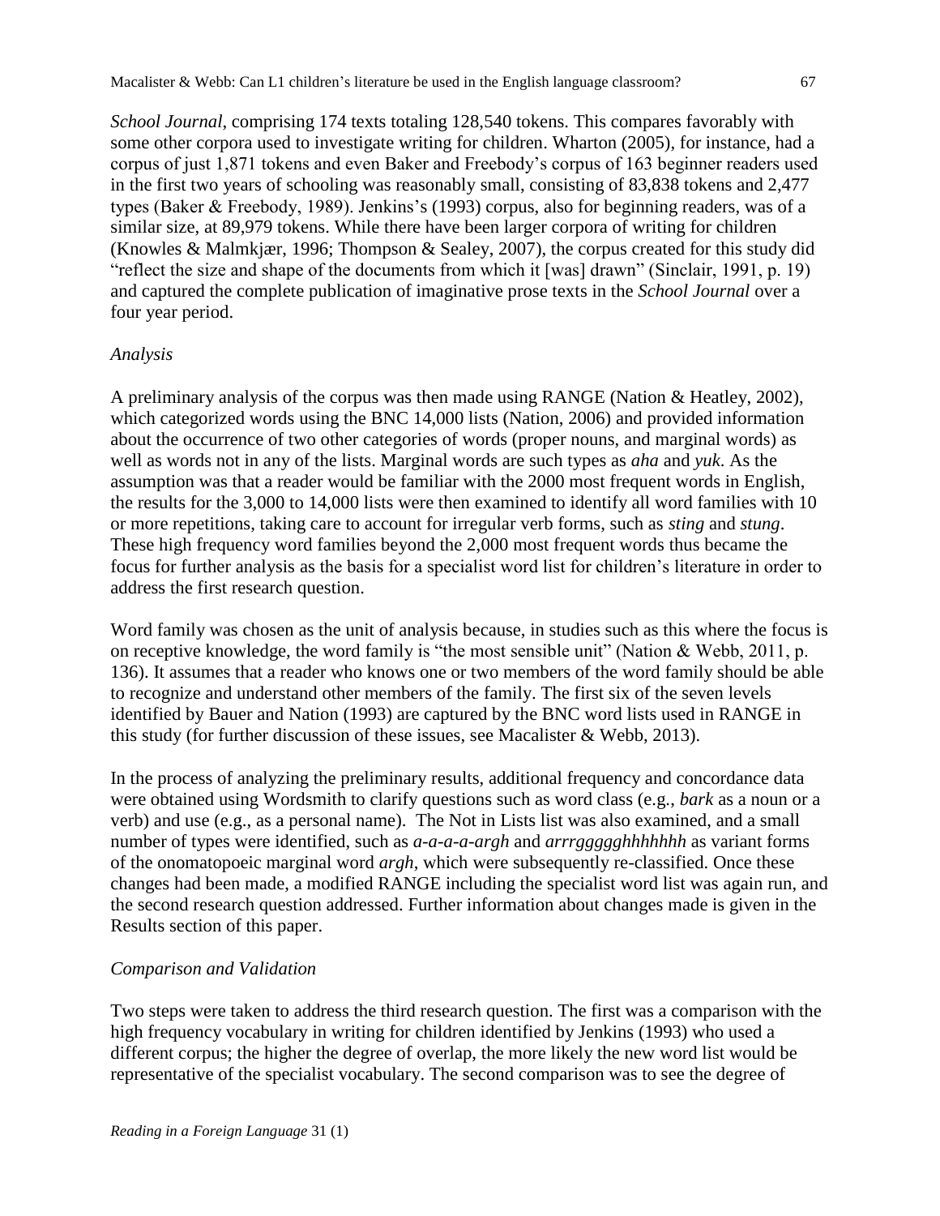*School Journal*, comprising 174 texts totaling 128,540 tokens. This compares favorably with some other corpora used to investigate writing for children. Wharton (2005), for instance, had a corpus of just 1,871 tokens and even Baker and Freebody's corpus of 163 beginner readers used in the first two years of schooling was reasonably small, consisting of 83,838 tokens and 2,477 types (Baker & Freebody, 1989). Jenkins's (1993) corpus, also for beginning readers, was of a similar size, at 89,979 tokens. While there have been larger corpora of writing for children (Knowles & Malmkjær, 1996; Thompson & Sealey, 2007), the corpus created for this study did "reflect the size and shape of the documents from which it [was] drawn" (Sinclair, 1991, p. 19) and captured the complete publication of imaginative prose texts in the *School Journal* over a four year period.

### *Analysis*

A preliminary analysis of the corpus was then made using RANGE (Nation & Heatley, 2002), which categorized words using the BNC 14,000 lists (Nation, 2006) and provided information about the occurrence of two other categories of words (proper nouns, and marginal words) as well as words not in any of the lists. Marginal words are such types as *aha* and *yuk*. As the assumption was that a reader would be familiar with the 2000 most frequent words in English, the results for the 3,000 to 14,000 lists were then examined to identify all word families with 10 or more repetitions, taking care to account for irregular verb forms, such as *sting* and *stung*. These high frequency word families beyond the 2,000 most frequent words thus became the focus for further analysis as the basis for a specialist word list for children's literature in order to address the first research question.

Word family was chosen as the unit of analysis because, in studies such as this where the focus is on receptive knowledge, the word family is "the most sensible unit" (Nation & Webb, 2011, p. 136). It assumes that a reader who knows one or two members of the word family should be able to recognize and understand other members of the family. The first six of the seven levels identified by Bauer and Nation (1993) are captured by the BNC word lists used in RANGE in this study (for further discussion of these issues, see Macalister & Webb, 2013).

In the process of analyzing the preliminary results, additional frequency and concordance data were obtained using Wordsmith to clarify questions such as word class (e.g., *bark* as a noun or a verb) and use (e.g., as a personal name). The Not in Lists list was also examined, and a small number of types were identified, such as *a-a-a-a-argh* and *arrrgggghhhhhhh* as variant forms of the onomatopoeic marginal word *argh*, which were subsequently re-classified. Once these changes had been made, a modified RANGE including the specialist word list was again run, and the second research question addressed. Further information about changes made is given in the Results section of this paper.

### *Comparison and Validation*

Two steps were taken to address the third research question. The first was a comparison with the high frequency vocabulary in writing for children identified by Jenkins (1993) who used a different corpus; the higher the degree of overlap, the more likely the new word list would be representative of the specialist vocabulary. The second comparison was to see the degree of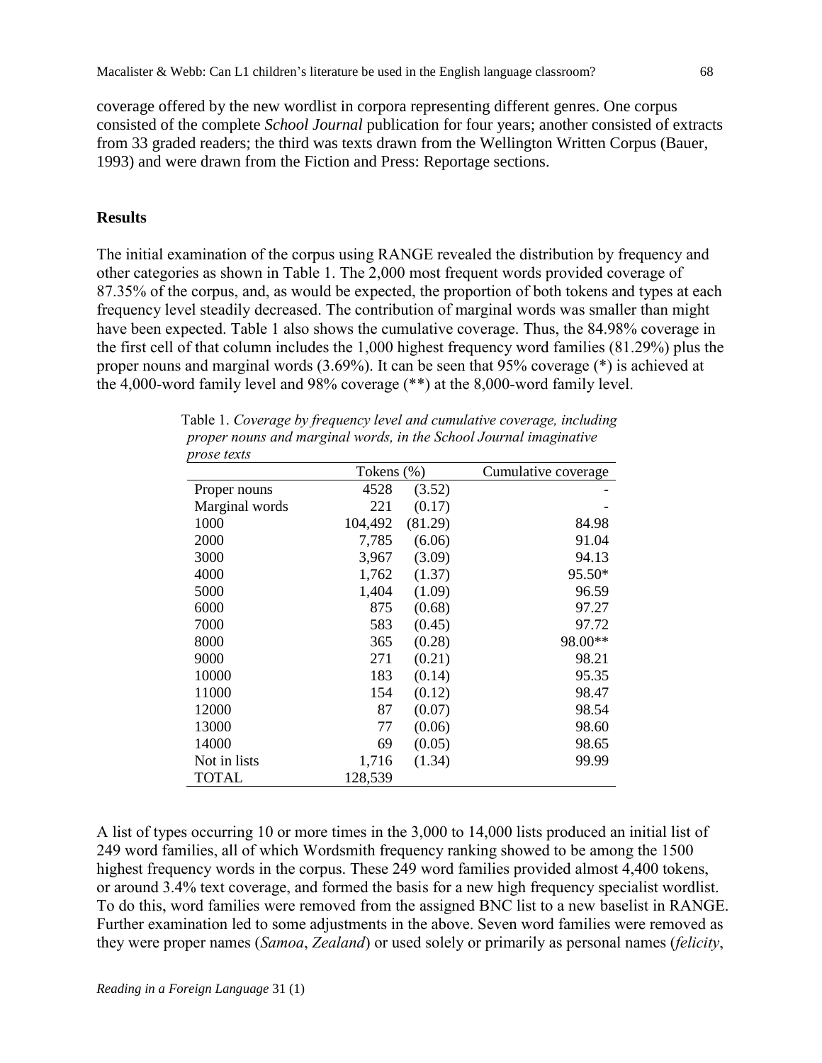coverage offered by the new wordlist in corpora representing different genres. One corpus consisted of the complete *School Journal* publication for four years; another consisted of extracts from 33 graded readers; the third was texts drawn from the Wellington Written Corpus (Bauer, 1993) and were drawn from the Fiction and Press: Reportage sections.

## Results

The initial examination of the corpus using RANGE revealed the distribution by frequency and other categories as shown in Table 1. The 2,000 most frequent words provided coverage of 87.35% of the corpus, and, as would be expected, the proportion of both tokens and types at each frequency level steadily decreased. The contribution of marginal words was smaller than might have been expected. Table 1 also shows the cumulative coverage. Thus, the 84.98% coverage in the first cell of that column includes the 1,000 highest frequency word families (81.29%) plus the proper nouns and marginal words (3.69%). It can be seen that 95% coverage (*) is achieved at the 4,000-word family level and 98% coverage (**) at the 8,000-word family level.

Table 1. *Coverage by frequency level and cumulative coverage, including proper nouns and marginal words, in the School Journal imaginative prose texts*

| | Tokens (%) | | Cumulative coverage |
|---|---|---|---|
| Proper nouns | 4528 | (3.52) | - |
| Marginal words | 221 | (0.17) | - |
| 1000 | 104,492 | (81.29) | 84.98 |
| 2000 | 7,785 | (6.06) | 91.04 |
| 3000 | 3,967 | (3.09) | 94.13 |
| 4000 | 1,762 | (1.37) | 95.50* |
| 5000 | 1,404 | (1.09) | 96.59 |
| 6000 | 875 | (0.68) | 97.27 |
| 7000 | 583 | (0.45) | 97.72 |
| 8000 | 365 | (0.28) | 98.00** |
| 9000 | 271 | (0.21) | 98.21 |
| 10000 | 183 | (0.14) | 95.35 |
| 11000 | 154 | (0.12) | 98.47 |
| 12000 | 87 | (0.07) | 98.54 |
| 13000 | 77 | (0.06) | 98.60 |
| 14000 | 69 | (0.05) | 98.65 |
| Not in lists | 1,716 | (1.34) | 99.99 |
| TOTAL | 128,539 | | |

A list of types occurring 10 or more times in the 3,000 to 14,000 lists produced an initial list of 249 word families, all of which Wordsmith frequency ranking showed to be among the 1500 highest frequency words in the corpus. These 249 word families provided almost 4,400 tokens, or around 3.4% text coverage, and formed the basis for a new high frequency specialist wordlist. To do this, word families were removed from the assigned BNC list to a new baselist in RANGE. Further examination led to some adjustments in the above. Seven word families were removed as they were proper names (*Samoa*, *Zealand*) or used solely or primarily as personal names (*felicity*,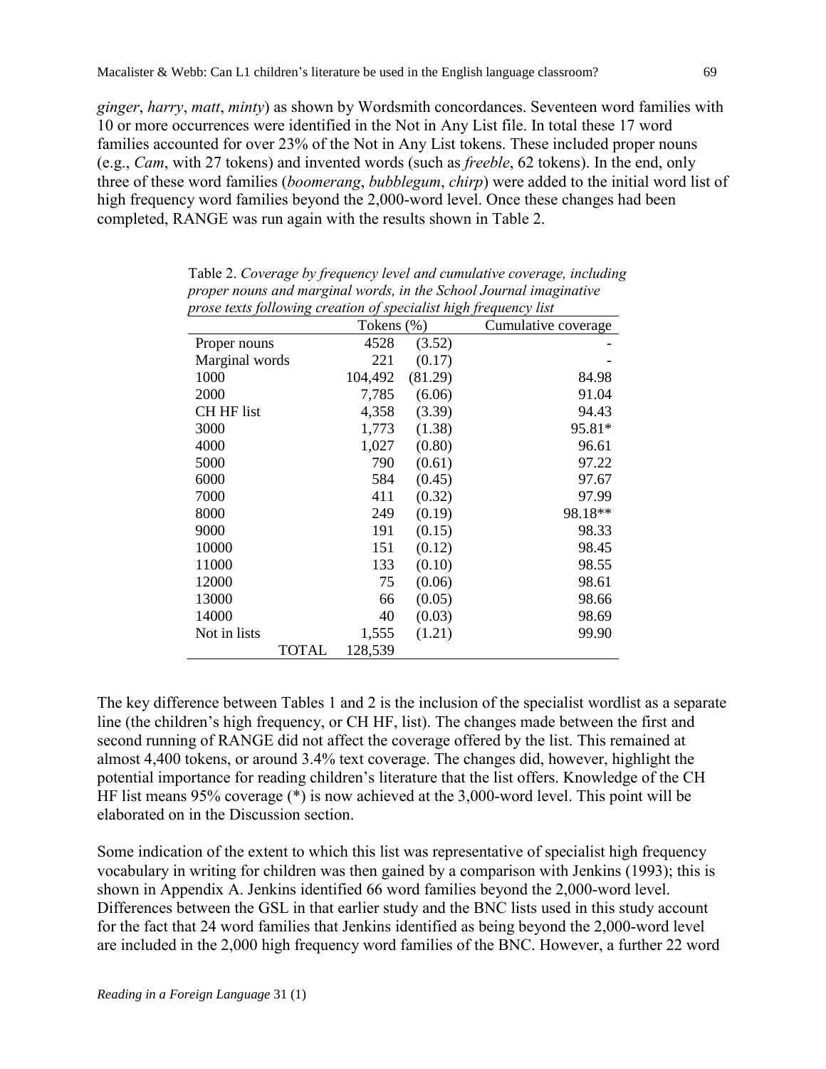*ginger*, *harry*, *matt*, *minty*) as shown by Wordsmith concordances. Seventeen word families with 10 or more occurrences were identified in the Not in Any List file. In total these 17 word families accounted for over 23% of the Not in Any List tokens. These included proper nouns (e.g., *Cam*, with 27 tokens) and invented words (such as *freeble*, 62 tokens). In the end, only three of these word families (*boomerang*, *bubblegum*, *chirp*) were added to the initial word list of high frequency word families beyond the 2,000-word level. Once these changes had been completed, RANGE was run again with the results shown in Table 2.

Table 2. *Coverage by frequency level and cumulative coverage, including proper nouns and marginal words, in the School Journal imaginative prose texts following creation of specialist high frequency list*

| | Tokens | (%) | Cumulative coverage |
|---|---|---|---|
| Proper nouns | 4528 | (3.52) | - |
| Marginal words | 221 | (0.17) | - |
| 1000 | 104,492 | (81.29) | 84.98 |
| 2000 | 7,785 | (6.06) | 91.04 |
| CH HF list | 4,358 | (3.39) | 94.43 |
| 3000 | 1,773 | (1.38) | 95.81* |
| 4000 | 1,027 | (0.80) | 96.61 |
| 5000 | 790 | (0.61) | 97.22 |
| 6000 | 584 | (0.45) | 97.67 |
| 7000 | 411 | (0.32) | 97.99 |
| 8000 | 249 | (0.19) | 98.18** |
| 9000 | 191 | (0.15) | 98.33 |
| 10000 | 151 | (0.12) | 98.45 |
| 11000 | 133 | (0.10) | 98.55 |
| 12000 | 75 | (0.06) | 98.61 |
| 13000 | 66 | (0.05) | 98.66 |
| 14000 | 40 | (0.03) | 98.69 |
| Not in lists | 1,555 | (1.21) | 99.90 |
| TOTAL | 128,539 | | |

The key difference between Tables 1 and 2 is the inclusion of the specialist wordlist as a separate line (the children's high frequency, or CH HF, list). The changes made between the first and second running of RANGE did not affect the coverage offered by the list. This remained at almost 4,400 tokens, or around 3.4% text coverage. The changes did, however, highlight the potential importance for reading children's literature that the list offers. Knowledge of the CH HF list means 95% coverage (*) is now achieved at the 3,000-word level. This point will be elaborated on in the Discussion section.

Some indication of the extent to which this list was representative of specialist high frequency vocabulary in writing for children was then gained by a comparison with Jenkins (1993); this is shown in Appendix A. Jenkins identified 66 word families beyond the 2,000-word level. Differences between the GSL in that earlier study and the BNC lists used in this study account for the fact that 24 word families that Jenkins identified as being beyond the 2,000-word level are included in the 2,000 high frequency word families of the BNC. However, a further 22 word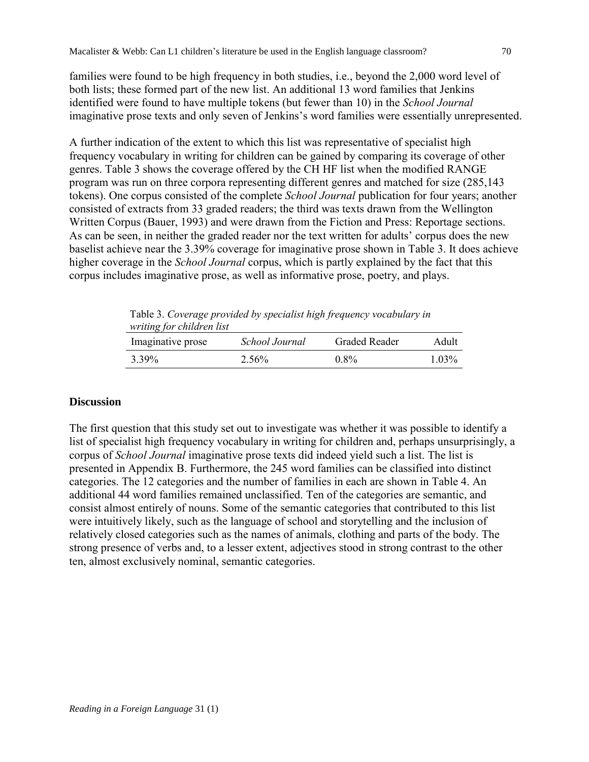families were found to be high frequency in both studies, i.e., beyond the 2,000 word level of both lists; these formed part of the new list. An additional 13 word families that Jenkins identified were found to have multiple tokens (but fewer than 10) in the *School Journal* imaginative prose texts and only seven of Jenkins's word families were essentially unrepresented.

A further indication of the extent to which this list was representative of specialist high frequency vocabulary in writing for children can be gained by comparing its coverage of other genres. Table 3 shows the coverage offered by the CH HF list when the modified RANGE program was run on three corpora representing different genres and matched for size (285,143 tokens). One corpus consisted of the complete *School Journal* publication for four years; another consisted of extracts from 33 graded readers; the third was texts drawn from the Wellington Written Corpus (Bauer, 1993) and were drawn from the Fiction and Press: Reportage sections. As can be seen, in neither the graded reader nor the text written for adults' corpus does the new baselist achieve near the 3.39% coverage for imaginative prose shown in Table 3. It does achieve higher coverage in the *School Journal* corpus, which is partly explained by the fact that this corpus includes imaginative prose, as well as informative prose, poetry, and plays.

Table 3. *Coverage provided by specialist high frequency vocabulary in writing for children list*

| Imaginative prose | *School Journal* | Graded Reader | Adult |
|---|---|---|---|
| 3.39% | 2.56% | 0.8% | 1.03% |

## Discussion

The first question that this study set out to investigate was whether it was possible to identify a list of specialist high frequency vocabulary in writing for children and, perhaps unsurprisingly, a corpus of *School Journal* imaginative prose texts did indeed yield such a list. The list is presented in Appendix B. Furthermore, the 245 word families can be classified into distinct categories. The 12 categories and the number of families in each are shown in Table 4. An additional 44 word families remained unclassified. Ten of the categories are semantic, and consist almost entirely of nouns. Some of the semantic categories that contributed to this list were intuitively likely, such as the language of school and storytelling and the inclusion of relatively closed categories such as the names of animals, clothing and parts of the body. The strong presence of verbs and, to a lesser extent, adjectives stood in strong contrast to the other ten, almost exclusively nominal, semantic categories.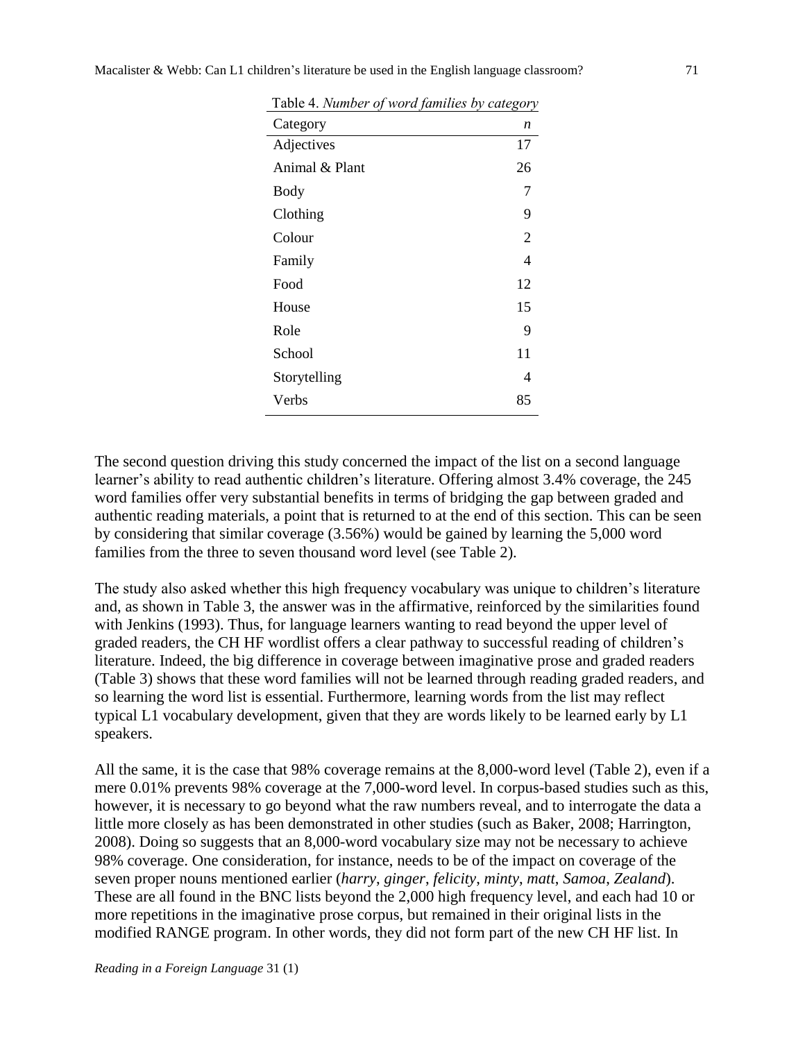Table 4. *Number of word families by category*

| Category | *n* |
|---|---|
| Adjectives | 17 |
| Animal & Plant | 26 |
| Body | 7 |
| Clothing | 9 |
| Colour | 2 |
| Family | 4 |
| Food | 12 |
| House | 15 |
| Role | 9 |
| School | 11 |
| Storytelling | 4 |
| Verbs | 85 |

The second question driving this study concerned the impact of the list on a second language learner's ability to read authentic children's literature. Offering almost 3.4% coverage, the 245 word families offer very substantial benefits in terms of bridging the gap between graded and authentic reading materials, a point that is returned to at the end of this section. This can be seen by considering that similar coverage (3.56%) would be gained by learning the 5,000 word families from the three to seven thousand word level (see Table 2).

The study also asked whether this high frequency vocabulary was unique to children's literature and, as shown in Table 3, the answer was in the affirmative, reinforced by the similarities found with Jenkins (1993). Thus, for language learners wanting to read beyond the upper level of graded readers, the CH HF wordlist offers a clear pathway to successful reading of children's literature. Indeed, the big difference in coverage between imaginative prose and graded readers (Table 3) shows that these word families will not be learned through reading graded readers, and so learning the word list is essential. Furthermore, learning words from the list may reflect typical L1 vocabulary development, given that they are words likely to be learned early by L1 speakers.

All the same, it is the case that 98% coverage remains at the 8,000-word level (Table 2), even if a mere 0.01% prevents 98% coverage at the 7,000-word level. In corpus-based studies such as this, however, it is necessary to go beyond what the raw numbers reveal, and to interrogate the data a little more closely as has been demonstrated in other studies (such as Baker, 2008; Harrington, 2008). Doing so suggests that an 8,000-word vocabulary size may not be necessary to achieve 98% coverage. One consideration, for instance, needs to be of the impact on coverage of the seven proper nouns mentioned earlier (*harry*, *ginger*, *felicity*, *minty*, *matt*, *Samoa*, *Zealand*). These are all found in the BNC lists beyond the 2,000 high frequency level, and each had 10 or more repetitions in the imaginative prose corpus, but remained in their original lists in the modified RANGE program. In other words, they did not form part of the new CH HF list. In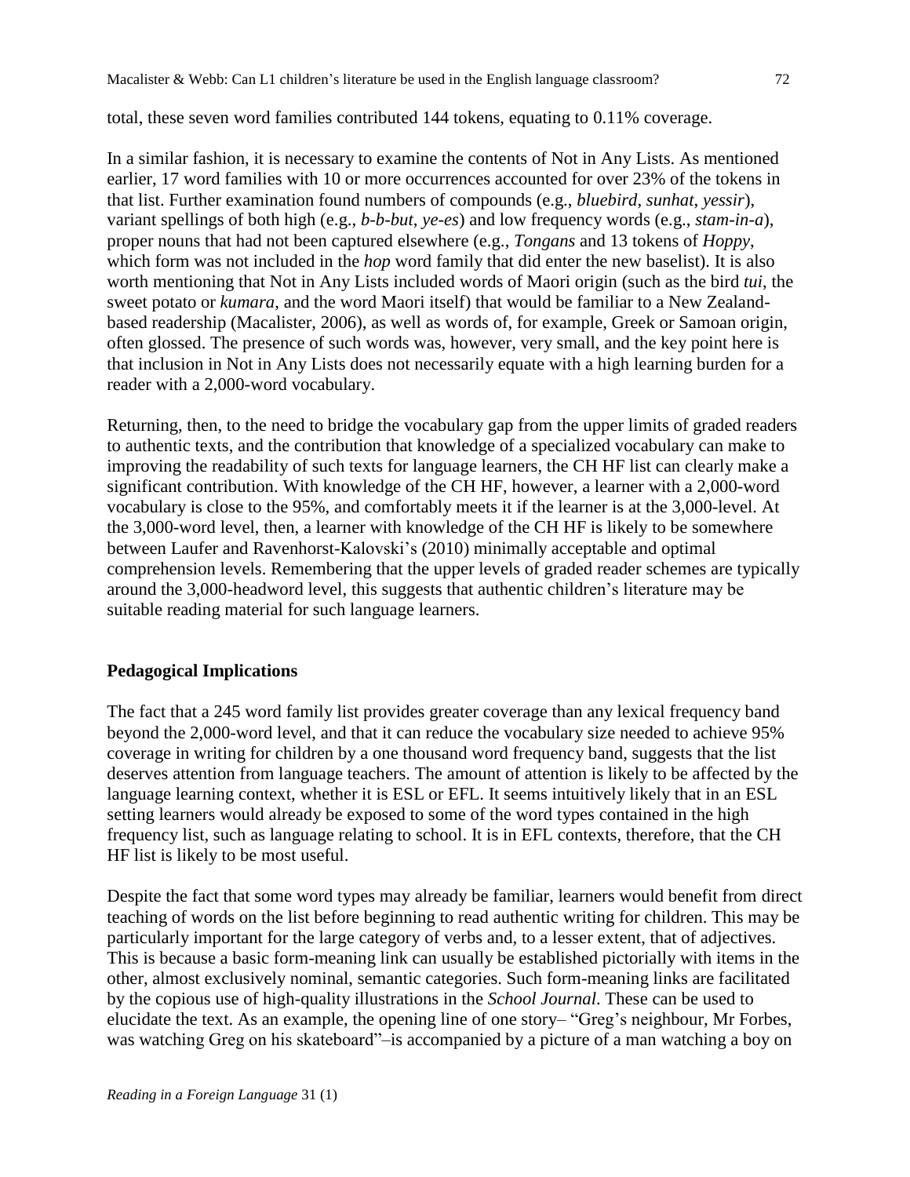total, these seven word families contributed 144 tokens, equating to 0.11% coverage.

In a similar fashion, it is necessary to examine the contents of Not in Any Lists. As mentioned earlier, 17 word families with 10 or more occurrences accounted for over 23% of the tokens in that list. Further examination found numbers of compounds (e.g., *bluebird*, *sunhat*, *yessir*), variant spellings of both high (e.g., *b-b-but*, *ye-es*) and low frequency words (e.g., *stam-in-a*), proper nouns that had not been captured elsewhere (e.g., *Tongans* and 13 tokens of *Hoppy*, which form was not included in the *hop* word family that did enter the new baselist). It is also worth mentioning that Not in Any Lists included words of Maori origin (such as the bird *tui*, the sweet potato or *kumara*, and the word Maori itself) that would be familiar to a New Zealand-based readership (Macalister, 2006), as well as words of, for example, Greek or Samoan origin, often glossed. The presence of such words was, however, very small, and the key point here is that inclusion in Not in Any Lists does not necessarily equate with a high learning burden for a reader with a 2,000-word vocabulary.

Returning, then, to the need to bridge the vocabulary gap from the upper limits of graded readers to authentic texts, and the contribution that knowledge of a specialized vocabulary can make to improving the readability of such texts for language learners, the CH HF list can clearly make a significant contribution. With knowledge of the CH HF, however, a learner with a 2,000-word vocabulary is close to the 95%, and comfortably meets it if the learner is at the 3,000-level. At the 3,000-word level, then, a learner with knowledge of the CH HF is likely to be somewhere between Laufer and Ravenhorst-Kalovski's (2010) minimally acceptable and optimal comprehension levels. Remembering that the upper levels of graded reader schemes are typically around the 3,000-headword level, this suggests that authentic children's literature may be suitable reading material for such language learners.

## Pedagogical Implications

The fact that a 245 word family list provides greater coverage than any lexical frequency band beyond the 2,000-word level, and that it can reduce the vocabulary size needed to achieve 95% coverage in writing for children by a one thousand word frequency band, suggests that the list deserves attention from language teachers. The amount of attention is likely to be affected by the language learning context, whether it is ESL or EFL. It seems intuitively likely that in an ESL setting learners would already be exposed to some of the word types contained in the high frequency list, such as language relating to school. It is in EFL contexts, therefore, that the CH HF list is likely to be most useful.

Despite the fact that some word types may already be familiar, learners would benefit from direct teaching of words on the list before beginning to read authentic writing for children. This may be particularly important for the large category of verbs and, to a lesser extent, that of adjectives. This is because a basic form-meaning link can usually be established pictorially with items in the other, almost exclusively nominal, semantic categories. Such form-meaning links are facilitated by the copious use of high-quality illustrations in the *School Journal*. These can be used to elucidate the text. As an example, the opening line of one story– "Greg's neighbour, Mr Forbes, was watching Greg on his skateboard"–is accompanied by a picture of a man watching a boy on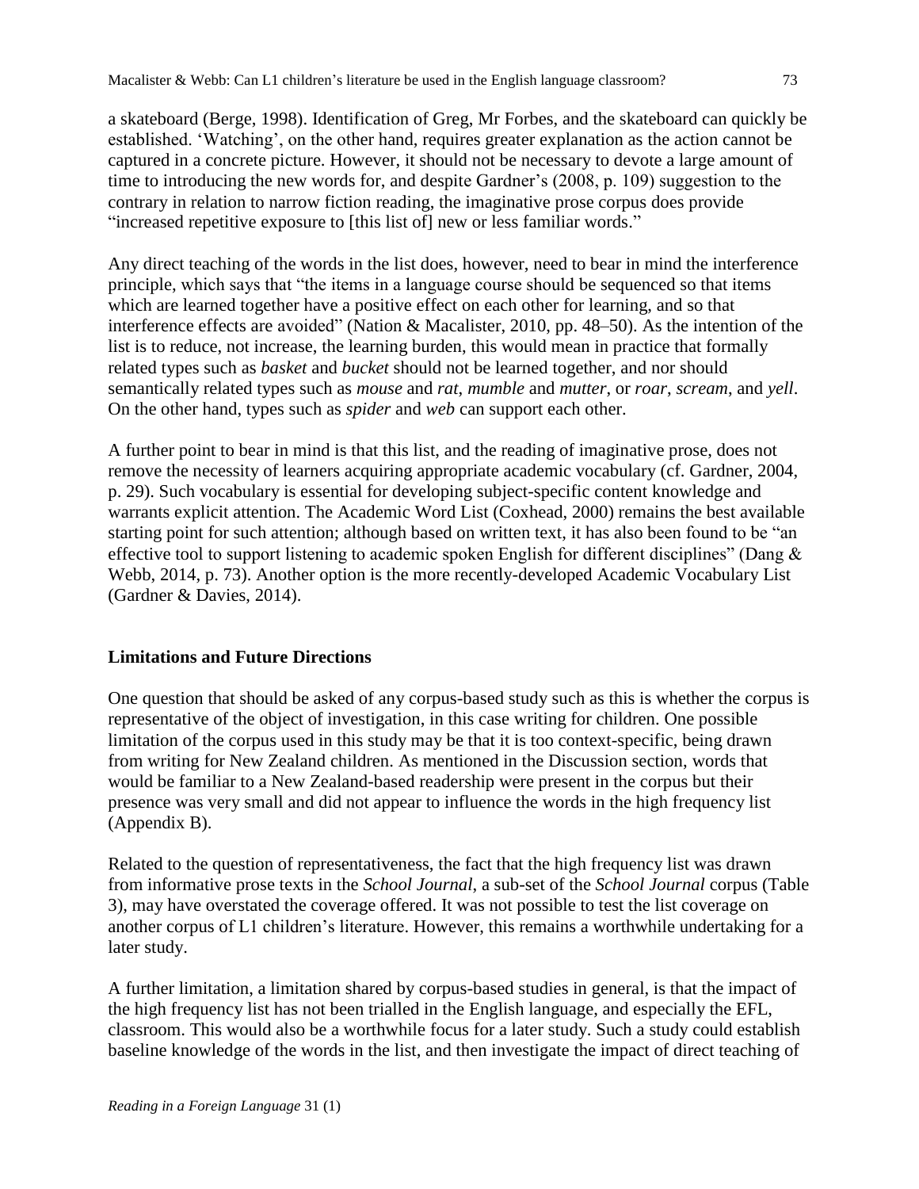a skateboard (Berge, 1998). Identification of Greg, Mr Forbes, and the skateboard can quickly be established. 'Watching', on the other hand, requires greater explanation as the action cannot be captured in a concrete picture. However, it should not be necessary to devote a large amount of time to introducing the new words for, and despite Gardner's (2008, p. 109) suggestion to the contrary in relation to narrow fiction reading, the imaginative prose corpus does provide "increased repetitive exposure to [this list of] new or less familiar words."

Any direct teaching of the words in the list does, however, need to bear in mind the interference principle, which says that "the items in a language course should be sequenced so that items which are learned together have a positive effect on each other for learning, and so that interference effects are avoided" (Nation & Macalister, 2010, pp. 48–50). As the intention of the list is to reduce, not increase, the learning burden, this would mean in practice that formally related types such as *basket* and *bucket* should not be learned together, and nor should semantically related types such as *mouse* and *rat*, *mumble* and *mutter*, or *roar*, *scream*, and *yell*. On the other hand, types such as *spider* and *web* can support each other.

A further point to bear in mind is that this list, and the reading of imaginative prose, does not remove the necessity of learners acquiring appropriate academic vocabulary (cf. Gardner, 2004, p. 29). Such vocabulary is essential for developing subject-specific content knowledge and warrants explicit attention. The Academic Word List (Coxhead, 2000) remains the best available starting point for such attention; although based on written text, it has also been found to be "an effective tool to support listening to academic spoken English for different disciplines" (Dang & Webb, 2014, p. 73). Another option is the more recently-developed Academic Vocabulary List (Gardner & Davies, 2014).

## Limitations and Future Directions

One question that should be asked of any corpus-based study such as this is whether the corpus is representative of the object of investigation, in this case writing for children. One possible limitation of the corpus used in this study may be that it is too context-specific, being drawn from writing for New Zealand children. As mentioned in the Discussion section, words that would be familiar to a New Zealand-based readership were present in the corpus but their presence was very small and did not appear to influence the words in the high frequency list (Appendix B).

Related to the question of representativeness, the fact that the high frequency list was drawn from informative prose texts in the *School Journal*, a sub-set of the *School Journal* corpus (Table 3), may have overstated the coverage offered. It was not possible to test the list coverage on another corpus of L1 children's literature. However, this remains a worthwhile undertaking for a later study.

A further limitation, a limitation shared by corpus-based studies in general, is that the impact of the high frequency list has not been trialled in the English language, and especially the EFL, classroom. This would also be a worthwhile focus for a later study. Such a study could establish baseline knowledge of the words in the list, and then investigate the impact of direct teaching of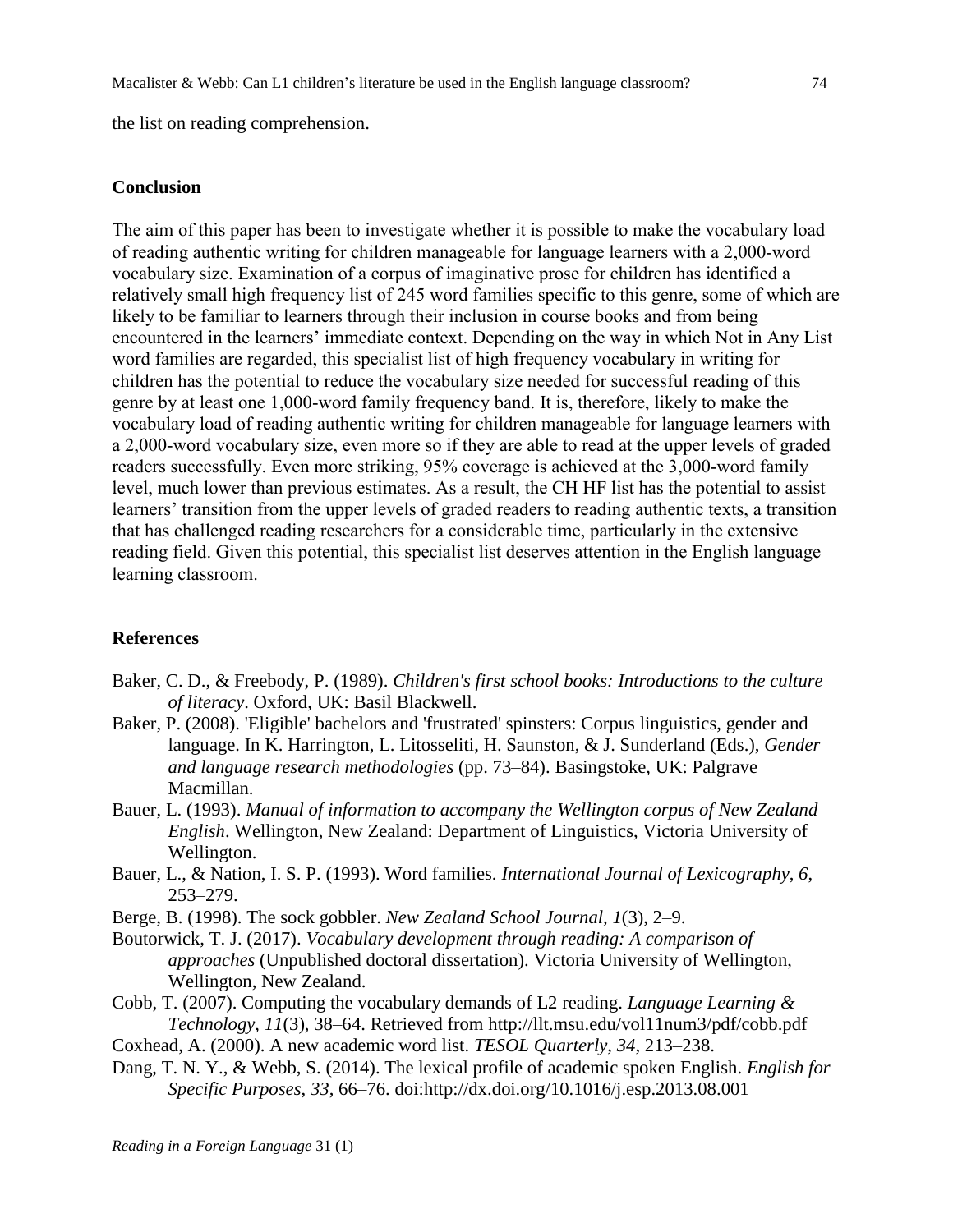the list on reading comprehension.

## Conclusion

The aim of this paper has been to investigate whether it is possible to make the vocabulary load of reading authentic writing for children manageable for language learners with a 2,000-word vocabulary size. Examination of a corpus of imaginative prose for children has identified a relatively small high frequency list of 245 word families specific to this genre, some of which are likely to be familiar to learners through their inclusion in course books and from being encountered in the learners' immediate context. Depending on the way in which Not in Any List word families are regarded, this specialist list of high frequency vocabulary in writing for children has the potential to reduce the vocabulary size needed for successful reading of this genre by at least one 1,000-word family frequency band. It is, therefore, likely to make the vocabulary load of reading authentic writing for children manageable for language learners with a 2,000-word vocabulary size, even more so if they are able to read at the upper levels of graded readers successfully. Even more striking, 95% coverage is achieved at the 3,000-word family level, much lower than previous estimates. As a result, the CH HF list has the potential to assist learners' transition from the upper levels of graded readers to reading authentic texts, a transition that has challenged reading researchers for a considerable time, particularly in the extensive reading field. Given this potential, this specialist list deserves attention in the English language learning classroom.

## References

Baker, C. D., & Freebody, P. (1989). *Children's first school books: Introductions to the culture of literacy*. Oxford, UK: Basil Blackwell.

Baker, P. (2008). 'Eligible' bachelors and 'frustrated' spinsters: Corpus linguistics, gender and language. In K. Harrington, L. Litosseliti, H. Saunston, & J. Sunderland (Eds.), *Gender and language research methodologies* (pp. 73–84). Basingstoke, UK: Palgrave Macmillan.

Bauer, L. (1993). *Manual of information to accompany the Wellington corpus of New Zealand English*. Wellington, New Zealand: Department of Linguistics, Victoria University of Wellington.

Bauer, L., & Nation, I. S. P. (1993). Word families. *International Journal of Lexicography*, *6*, 253–279.

Berge, B. (1998). The sock gobbler. *New Zealand School Journal*, *1*(3), 2–9.

Boutorwick, T. J. (2017). *Vocabulary development through reading: A comparison of approaches* (Unpublished doctoral dissertation). Victoria University of Wellington, Wellington, New Zealand.

Cobb, T. (2007). Computing the vocabulary demands of L2 reading. *Language Learning & Technology*, *11*(3), 38–64. Retrieved from http://llt.msu.edu/vol11num3/pdf/cobb.pdf

Coxhead, A. (2000). A new academic word list. *TESOL Quarterly*, *34*, 213–238.

Dang, T. N. Y., & Webb, S. (2014). The lexical profile of academic spoken English. *English for Specific Purposes*, *33*, 66–76. doi:http://dx.doi.org/10.1016/j.esp.2013.08.001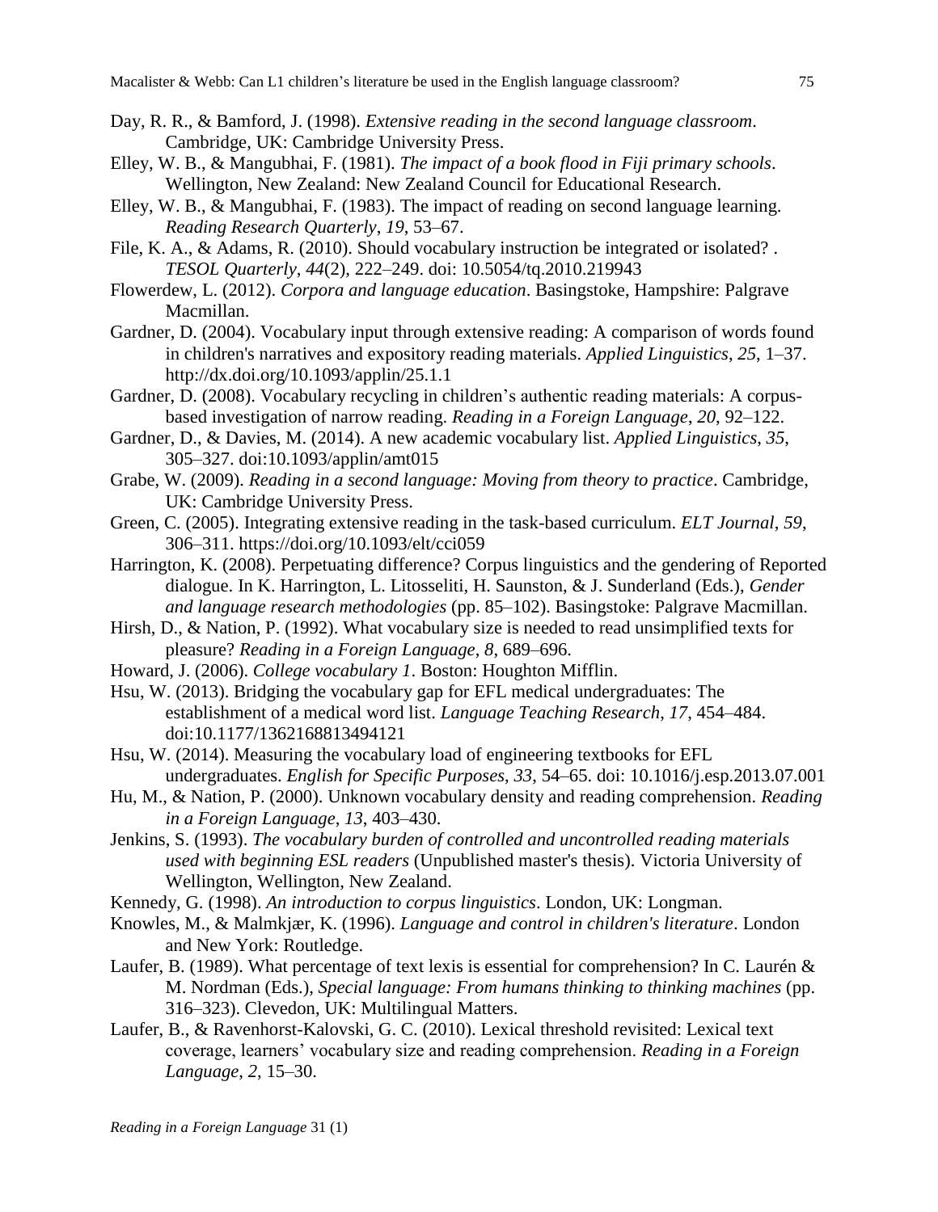Day, R. R., & Bamford, J. (1998). *Extensive reading in the second language classroom*. Cambridge, UK: Cambridge University Press.

Elley, W. B., & Mangubhai, F. (1981). *The impact of a book flood in Fiji primary schools*. Wellington, New Zealand: New Zealand Council for Educational Research.

Elley, W. B., & Mangubhai, F. (1983). The impact of reading on second language learning. *Reading Research Quarterly*, *19*, 53–67.

File, K. A., & Adams, R. (2010). Should vocabulary instruction be integrated or isolated? . *TESOL Quarterly*, *44*(2), 222–249. doi: 10.5054/tq.2010.219943

Flowerdew, L. (2012). *Corpora and language education*. Basingstoke, Hampshire: Palgrave Macmillan.

Gardner, D. (2004). Vocabulary input through extensive reading: A comparison of words found in children's narratives and expository reading materials. *Applied Linguistics*, *25*, 1–37. http://dx.doi.org/10.1093/applin/25.1.1

Gardner, D. (2008). Vocabulary recycling in children's authentic reading materials: A corpus-based investigation of narrow reading. *Reading in a Foreign Language*, *20*, 92–122.

Gardner, D., & Davies, M. (2014). A new academic vocabulary list. *Applied Linguistics*, *35*, 305–327. doi:10.1093/applin/amt015

Grabe, W. (2009). *Reading in a second language: Moving from theory to practice*. Cambridge, UK: Cambridge University Press.

Green, C. (2005). Integrating extensive reading in the task-based curriculum. *ELT Journal*, *59*, 306–311. https://doi.org/10.1093/elt/cci059

Harrington, K. (2008). Perpetuating difference? Corpus linguistics and the gendering of Reported dialogue. In K. Harrington, L. Litosseliti, H. Saunston, & J. Sunderland (Eds.), *Gender and language research methodologies* (pp. 85–102). Basingstoke: Palgrave Macmillan.

Hirsh, D., & Nation, P. (1992). What vocabulary size is needed to read unsimplified texts for pleasure? *Reading in a Foreign Language*, *8*, 689–696.

Howard, J. (2006). *College vocabulary 1*. Boston: Houghton Mifflin.

Hsu, W. (2013). Bridging the vocabulary gap for EFL medical undergraduates: The establishment of a medical word list. *Language Teaching Research*, *17*, 454–484. doi:10.1177/1362168813494121

Hsu, W. (2014). Measuring the vocabulary load of engineering textbooks for EFL undergraduates. *English for Specific Purposes*, *33*, 54–65. doi: 10.1016/j.esp.2013.07.001

Hu, M., & Nation, P. (2000). Unknown vocabulary density and reading comprehension. *Reading in a Foreign Language*, *13*, 403–430.

Jenkins, S. (1993). *The vocabulary burden of controlled and uncontrolled reading materials used with beginning ESL readers* (Unpublished master's thesis). Victoria University of Wellington, Wellington, New Zealand.

Kennedy, G. (1998). *An introduction to corpus linguistics*. London, UK: Longman.

Knowles, M., & Malmkjær, K. (1996). *Language and control in children's literature*. London and New York: Routledge.

Laufer, B. (1989). What percentage of text lexis is essential for comprehension? In C. Laurén & M. Nordman (Eds.), *Special language: From humans thinking to thinking machines* (pp. 316–323). Clevedon, UK: Multilingual Matters.

Laufer, B., & Ravenhorst-Kalovski, G. C. (2010). Lexical threshold revisited: Lexical text coverage, learners' vocabulary size and reading comprehension. *Reading in a Foreign Language*, *2*, 15–30.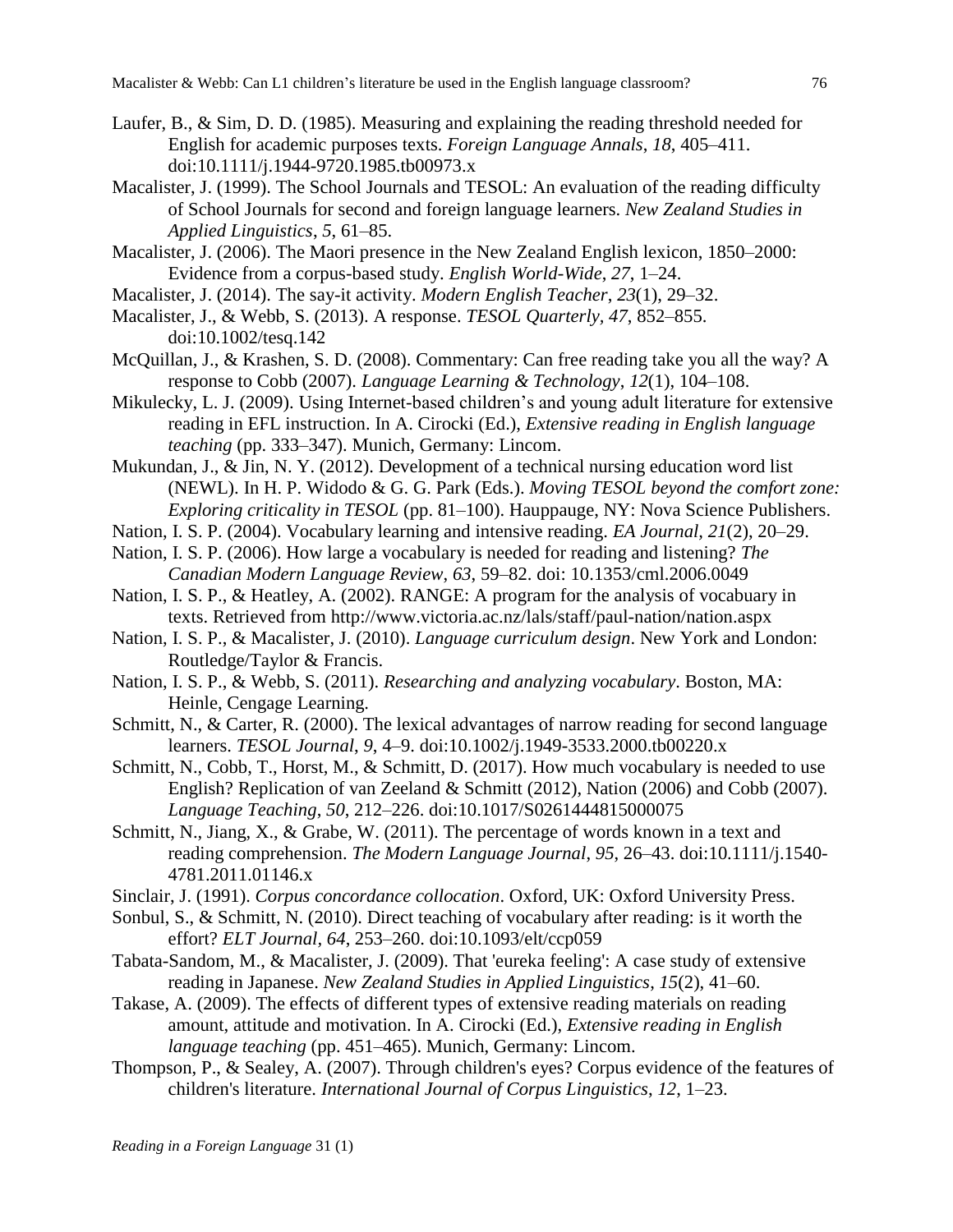Laufer, B., & Sim, D. D. (1985). Measuring and explaining the reading threshold needed for English for academic purposes texts. *Foreign Language Annals*, *18*, 405–411. doi:10.1111/j.1944-9720.1985.tb00973.x

Macalister, J. (1999). The School Journals and TESOL: An evaluation of the reading difficulty of School Journals for second and foreign language learners. *New Zealand Studies in Applied Linguistics*, *5*, 61–85.

Macalister, J. (2006). The Maori presence in the New Zealand English lexicon, 1850–2000: Evidence from a corpus-based study. *English World-Wide*, *27*, 1–24.

Macalister, J. (2014). The say-it activity. *Modern English Teacher*, *23*(1), 29–32.

Macalister, J., & Webb, S. (2013). A response. *TESOL Quarterly*, *47*, 852–855. doi:10.1002/tesq.142

McQuillan, J., & Krashen, S. D. (2008). Commentary: Can free reading take you all the way? A response to Cobb (2007). *Language Learning & Technology*, *12*(1), 104–108.

Mikulecky, L. J. (2009). Using Internet-based children's and young adult literature for extensive reading in EFL instruction. In A. Cirocki (Ed.), *Extensive reading in English language teaching* (pp. 333–347). Munich, Germany: Lincom.

Mukundan, J., & Jin, N. Y. (2012). Development of a technical nursing education word list (NEWL). In H. P. Widodo & G. G. Park (Eds.). *Moving TESOL beyond the comfort zone: Exploring criticality in TESOL* (pp. 81–100). Hauppauge, NY: Nova Science Publishers.

Nation, I. S. P. (2004). Vocabulary learning and intensive reading. *EA Journal*, *21*(2), 20–29.

Nation, I. S. P. (2006). How large a vocabulary is needed for reading and listening? *The Canadian Modern Language Review*, *63*, 59–82. doi: 10.1353/cml.2006.0049

Nation, I. S. P., & Heatley, A. (2002). RANGE: A program for the analysis of vocabuary in texts. Retrieved from http://www.victoria.ac.nz/lals/staff/paul-nation/nation.aspx

Nation, I. S. P., & Macalister, J. (2010). *Language curriculum design*. New York and London: Routledge/Taylor & Francis.

Nation, I. S. P., & Webb, S. (2011). *Researching and analyzing vocabulary*. Boston, MA: Heinle, Cengage Learning.

Schmitt, N., & Carter, R. (2000). The lexical advantages of narrow reading for second language learners. *TESOL Journal*, *9*, 4–9. doi:10.1002/j.1949-3533.2000.tb00220.x

Schmitt, N., Cobb, T., Horst, M., & Schmitt, D. (2017). How much vocabulary is needed to use English? Replication of van Zeeland & Schmitt (2012), Nation (2006) and Cobb (2007). *Language Teaching*, *50*, 212–226. doi:10.1017/S0261444815000075

Schmitt, N., Jiang, X., & Grabe, W. (2011). The percentage of words known in a text and reading comprehension. *The Modern Language Journal*, *95*, 26–43. doi:10.1111/j.1540-4781.2011.01146.x

Sinclair, J. (1991). *Corpus concordance collocation*. Oxford, UK: Oxford University Press.

Sonbul, S., & Schmitt, N. (2010). Direct teaching of vocabulary after reading: is it worth the effort? *ELT Journal*, *64*, 253–260. doi:10.1093/elt/ccp059

Tabata-Sandom, M., & Macalister, J. (2009). That 'eureka feeling': A case study of extensive reading in Japanese. *New Zealand Studies in Applied Linguistics*, *15*(2), 41–60.

Takase, A. (2009). The effects of different types of extensive reading materials on reading amount, attitude and motivation. In A. Cirocki (Ed.), *Extensive reading in English language teaching* (pp. 451–465). Munich, Germany: Lincom.

Thompson, P., & Sealey, A. (2007). Through children's eyes? Corpus evidence of the features of children's literature. *International Journal of Corpus Linguistics*, *12*, 1–23.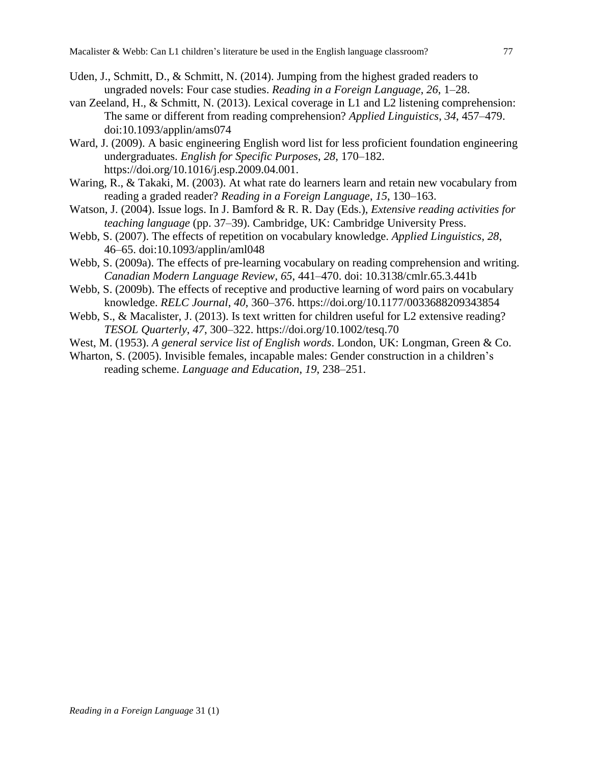Uden, J., Schmitt, D., & Schmitt, N. (2014). Jumping from the highest graded readers to ungraded novels: Four case studies. *Reading in a Foreign Language*, *26*, 1–28.

van Zeeland, H., & Schmitt, N. (2013). Lexical coverage in L1 and L2 listening comprehension: The same or different from reading comprehension? *Applied Linguistics*, *34*, 457–479. doi:10.1093/applin/ams074

Ward, J. (2009). A basic engineering English word list for less proficient foundation engineering undergraduates. *English for Specific Purposes*, *28*, 170–182. https://doi.org/10.1016/j.esp.2009.04.001.

Waring, R., & Takaki, M. (2003). At what rate do learners learn and retain new vocabulary from reading a graded reader? *Reading in a Foreign Language*, *15*, 130–163.

Watson, J. (2004). Issue logs. In J. Bamford & R. R. Day (Eds.), *Extensive reading activities for teaching language* (pp. 37–39). Cambridge, UK: Cambridge University Press.

Webb, S. (2007). The effects of repetition on vocabulary knowledge. *Applied Linguistics*, *28*, 46–65. doi:10.1093/applin/aml048

Webb, S. (2009a). The effects of pre-learning vocabulary on reading comprehension and writing. *Canadian Modern Language Review*, *65*, 441–470. doi: 10.3138/cmlr.65.3.441b

Webb, S. (2009b). The effects of receptive and productive learning of word pairs on vocabulary knowledge. *RELC Journal*, *40*, 360–376. https://doi.org/10.1177/0033688209343854

Webb, S., & Macalister, J. (2013). Is text written for children useful for L2 extensive reading? *TESOL Quarterly*, *47*, 300–322. https://doi.org/10.1002/tesq.70

West, M. (1953). *A general service list of English words*. London, UK: Longman, Green & Co.

Wharton, S. (2005). Invisible females, incapable males: Gender construction in a children's reading scheme. *Language and Education*, *19*, 238–251.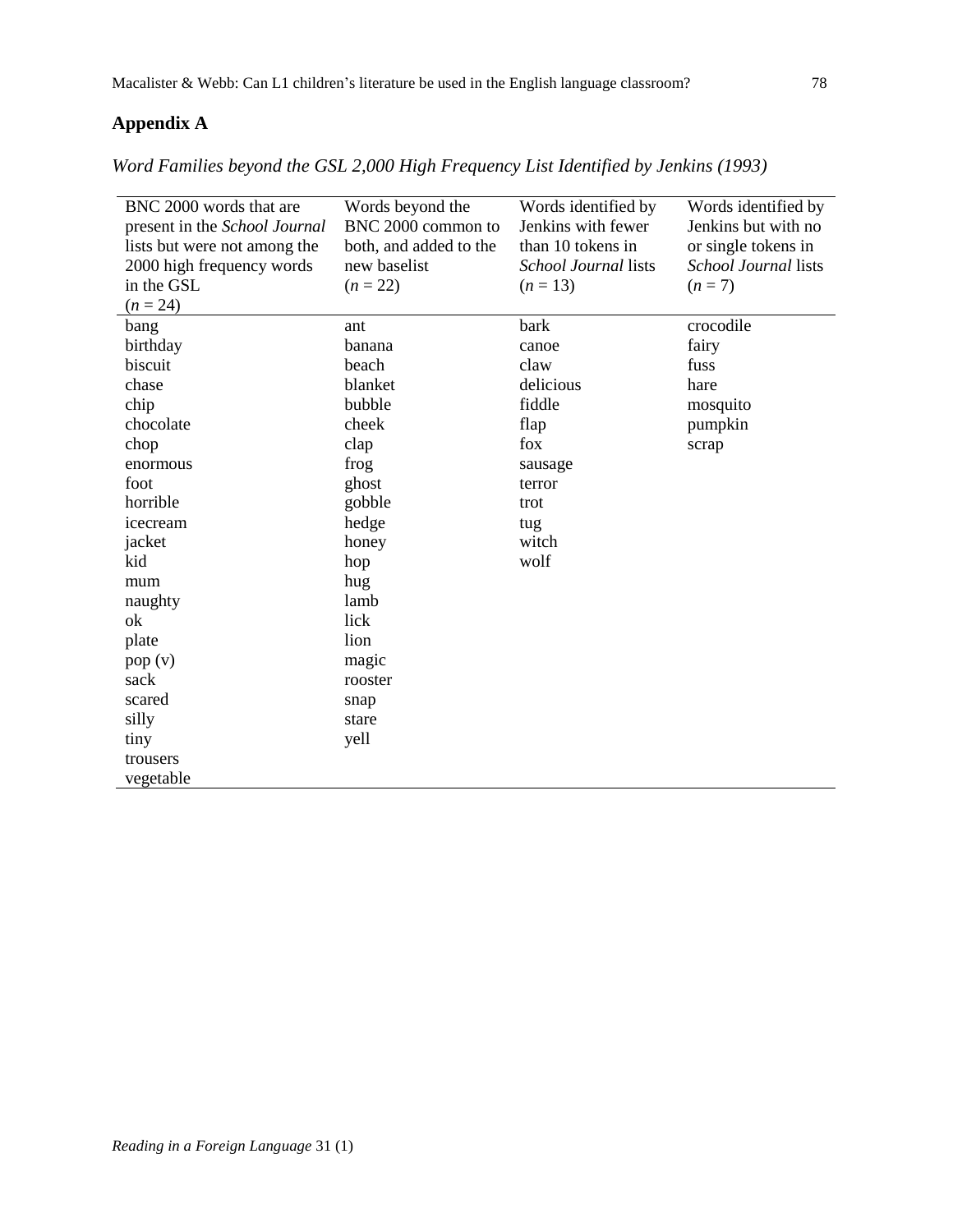## Appendix A

*Word Families beyond the GSL 2,000 High Frequency List Identified by Jenkins (1993)*

| BNC 2000 words that are present in the *School Journal* lists but were not among the 2000 high frequency words in the GSL ($n$ = 24) | Words beyond the BNC 2000 common to both, and added to the new baselist ($n$ = 22) | Words identified by Jenkins with fewer than 10 tokens in *School Journal* lists ($n$ = 13) | Words identified by Jenkins but with no or single tokens in *School Journal* lists ($n$ = 7) |
|---|---|---|---|
| bang | ant | bark | crocodile |
| birthday | banana | canoe | fairy |
| biscuit | beach | claw | fuss |
| chase | blanket | delicious | hare |
| chip | bubble | fiddle | mosquito |
| chocolate | cheek | flap | pumpkin |
| chop | clap | fox | scrap |
| enormous | frog | sausage | |
| foot | ghost | terror | |
| horrible | gobble | trot | |
| icecream | hedge | tug | |
| jacket | honey | witch | |
| kid | hop | wolf | |
| mum | hug | | |
| naughty | lamb | | |
| ok | lick | | |
| plate | lion | | |
| pop (v) | magic | | |
| sack | rooster | | |
| scared | snap | | |
| silly | stare | | |
| tiny | yell | | |
| trousers | | | |
| vegetable | | | |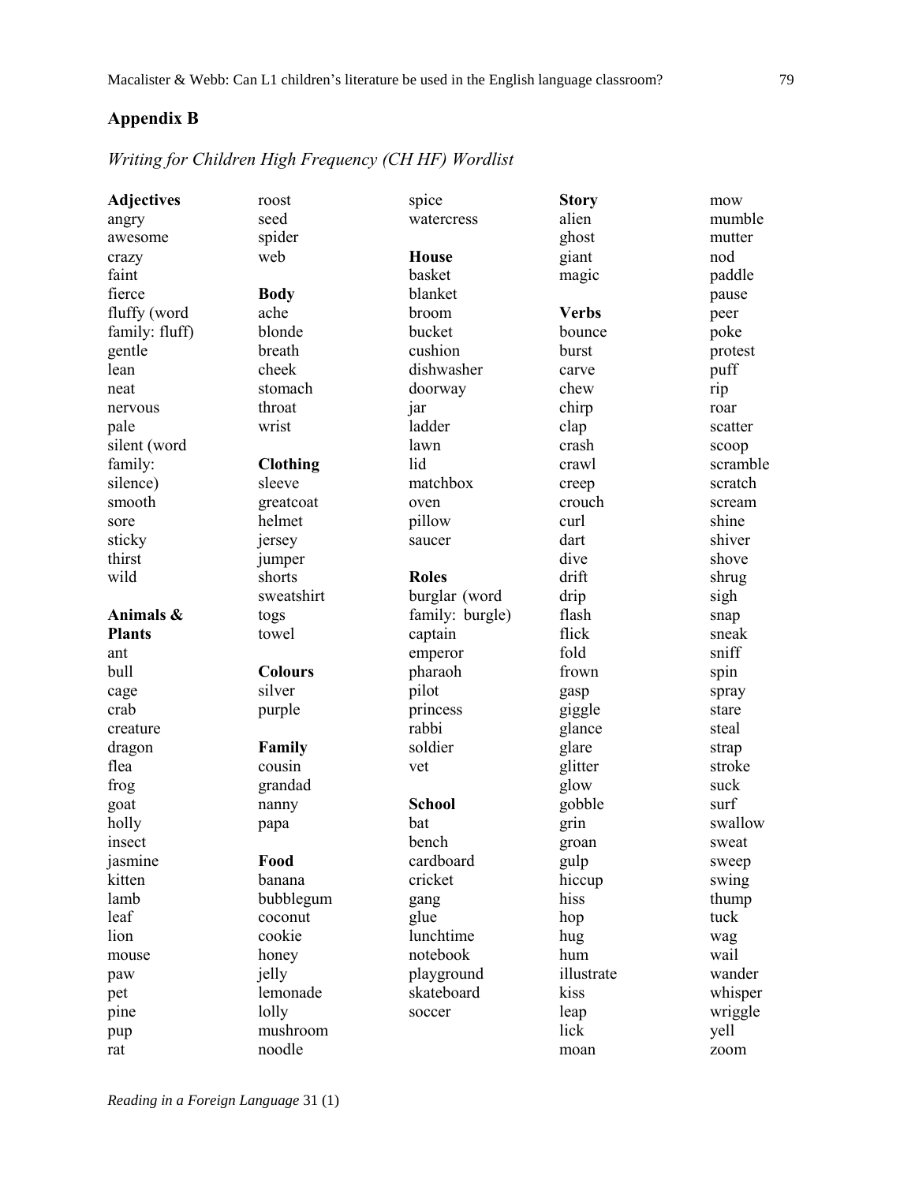## Appendix B

### *Writing for Children High Frequency (CH HF) Wordlist*

**Adjectives**
angry
awesome
crazy
faint
fierce
fluffy (word family: fluff)
gentle
lean
neat
nervous
pale
silent (word family: silence)
smooth
sore
sticky
thirst
wild

**Animals & Plants**
ant
bull
cage
crab
creature
dragon
flea
frog
goat
holly
insect
jasmine
kitten
lamb
leaf
lion
mouse
paw
pet
pine
pup
rat
roost
seed
spider
web

**Body**
ache
blonde
breath
cheek
stomach
throat
wrist

**Clothing**
sleeve
greatcoat
helmet
jersey
jumper
shorts
sweatshirt
togs
towel

**Colours**
silver
purple

**Family**
cousin
grandad
nanny
papa

**Food**
banana
bubblegum
coconut
cookie
honey
jelly
lemonade
lolly
mushroom
noodle
spice
watercress

**House**
basket
blanket
broom
bucket
cushion
dishwasher
doorway
jar
ladder
lawn
lid
matchbox
oven
pillow
saucer

**Roles**
burglar (word family: burgle)
captain
emperor
pharaoh
pilot
princess
rabbi
soldier
vet

**School**
bat
bench
cardboard
cricket
gang
glue
lunchtime
notebook
playground
skateboard
soccer

**Story**
alien
ghost
giant
magic

**Verbs**
bounce
burst
carve
chew
chirp
clap
crash
crawl
creep
crouch
curl
dart
dive
drift
drip
flash
flick
fold
frown
gasp
giggle
glance
glare
glitter
glow
gobble
grin
groan
gulp
hiccup
hiss
hop
hug
hum
illustrate
kiss
leap
lick
moan
mow
mumble
mutter
nod
paddle
pause
peer
poke
protest
puff
rip
roar
scatter
scoop
scramble
scratch
scream
shine
shiver
shove
shrug
sigh
snap
sneak
sniff
spin
spray
stare
steal
strap
stroke
suck
surf
swallow
sweat
sweep
swing
thump
tuck
wag
wail
wander
whisper
wriggle
yell
zoom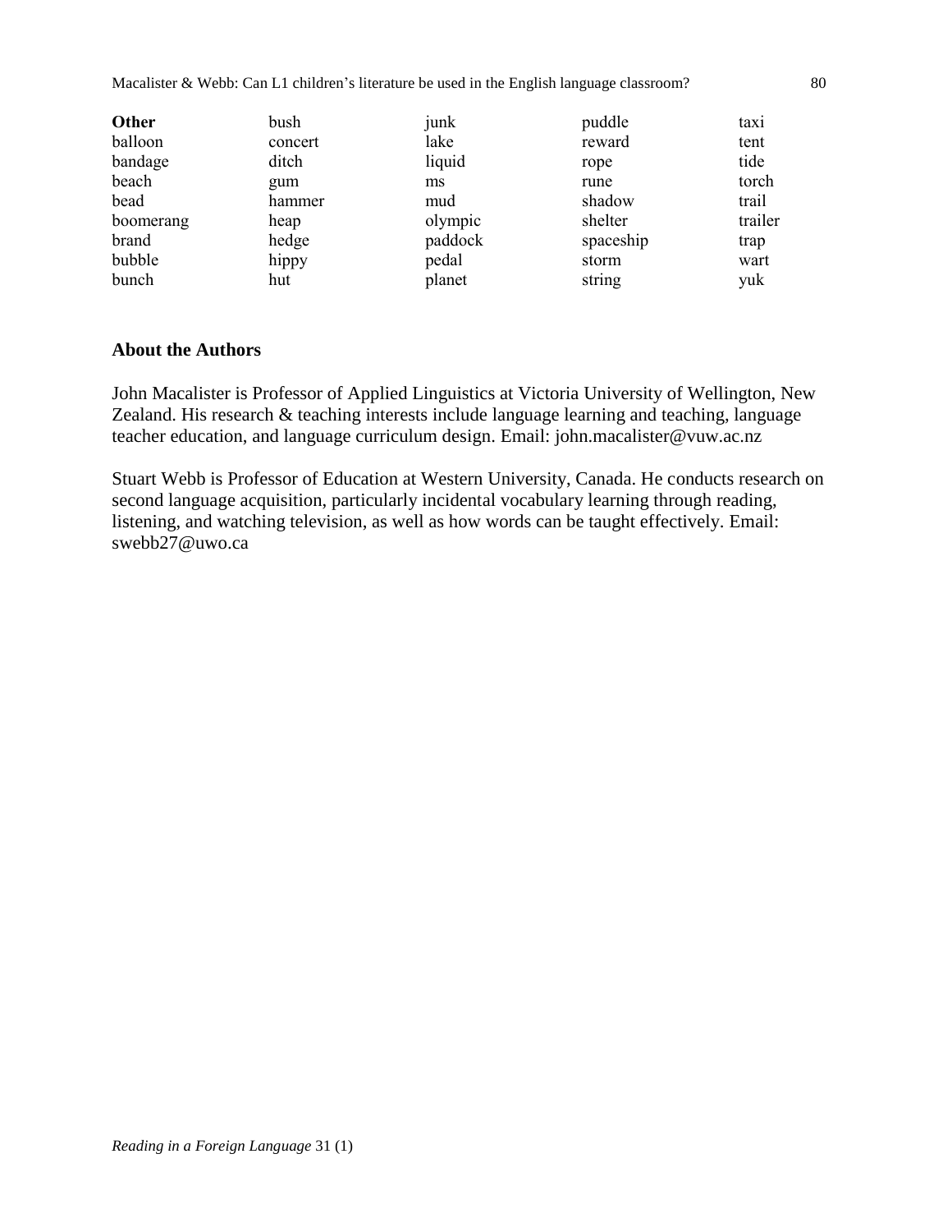| | | | | |
|---|---|---|---|---|
| **Other** | bush | junk | puddle | taxi |
| balloon | concert | lake | reward | tent |
| bandage | ditch | liquid | rope | tide |
| beach | gum | ms | rune | torch |
| bead | hammer | mud | shadow | trail |
| boomerang | heap | olympic | shelter | trailer |
| brand | hedge | paddock | spaceship | trap |
| bubble | hippy | pedal | storm | wart |
| bunch | hut | planet | string | yuk |

## About the Authors

John Macalister is Professor of Applied Linguistics at Victoria University of Wellington, New Zealand. His research & teaching interests include language learning and teaching, language teacher education, and language curriculum design. Email: john.macalister@vuw.ac.nz

Stuart Webb is Professor of Education at Western University, Canada. He conducts research on second language acquisition, particularly incidental vocabulary learning through reading, listening, and watching television, as well as how words can be taught effectively. Email: swebb27@uwo.ca